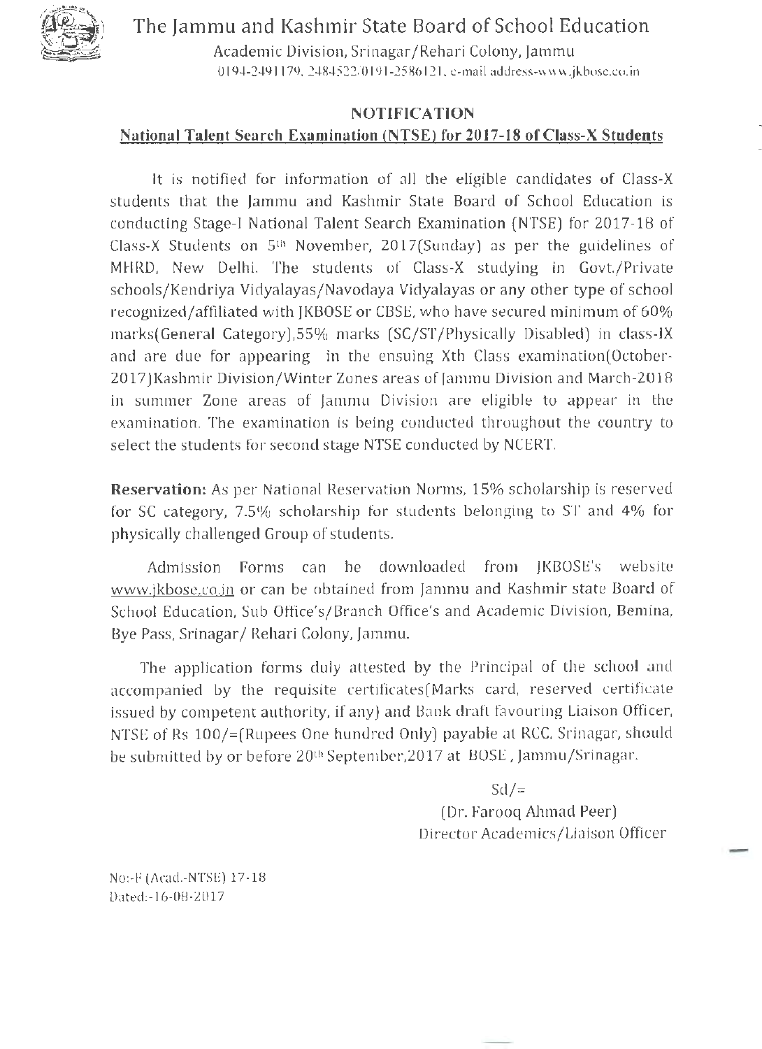# The Jammu and Kashmir State Board of School Education

Academic Division, Srinagar/Rehari Colony, Jammu

0194-2491179, 2484522/0191-2586121, e-mail address-www.jkbose.co.in

## NOTIFICATION

### National Talent Search Examination (NTSE) for 2017-18 of Class-X Students

It is notified for information of all the eligible candidates of Class-X students that the Jammu and Kashmir State Board of School Education is conducting Stage-I National Talent Search Examination (NTSE) for 2017-18 of Class-X Students on 5th November, 2017(Sunday) as per the guidelines of MHRD, New Delhi. The students of Class-X studying in Govt./Private schools/Kendriya Vidyalayas/Navodaya Vidyalayas or any other type of school recognized/affiliated with JKBOSE or CBSE, who have secured minimum of 60% marks(General Category),55% marks (SC/ST/Physically Disabled) in class-IX and are due for appearing in the ensuing Xth Class examination(October-2017)Kashmir Division/Winter Zones areas of Jammu Division and March-2018 in summer Zone areas of Jammu Division are eligible to appear in the examination. The examination is being conducted throughout the country to select the students for second stage NTSE conducted by NCERT.

**Reservation:** As per National Reservation Norms, 15% scholarship is reserved for SC category, 7.5% scholarship for students belonging to ST and 4% for physically challenged Group of students.

Admission Forms can be downloaded from JKBOSE's website www.jkbose.co.in or can be obtained from Jammu and Kashmir state Board of School Education, Sub Office's/Branch Office's and Academic Division, Bemina, Bye Pass, Srinagar/ Rehari Colony, Jammu.

The application forms duly attested by the Principal of the school and accompanied by the requisite certificates(Marks card, reserved certificate issued by competent authority, if any) and Bank draft favouring Liaison Officer, NTSE of Rs 100/=(Rupees One hundred Only) payable at RCC, Srinagar, should be submitted by or before 20th September,2017 at BOSE , Jammu/Srinagar.

Sd/=

(Dr. Farooq Ahmad Peer)

Director Academics/Liaison Officer

No:-F (Acad.-NTSE) 17-18

Dated:-16-08-2017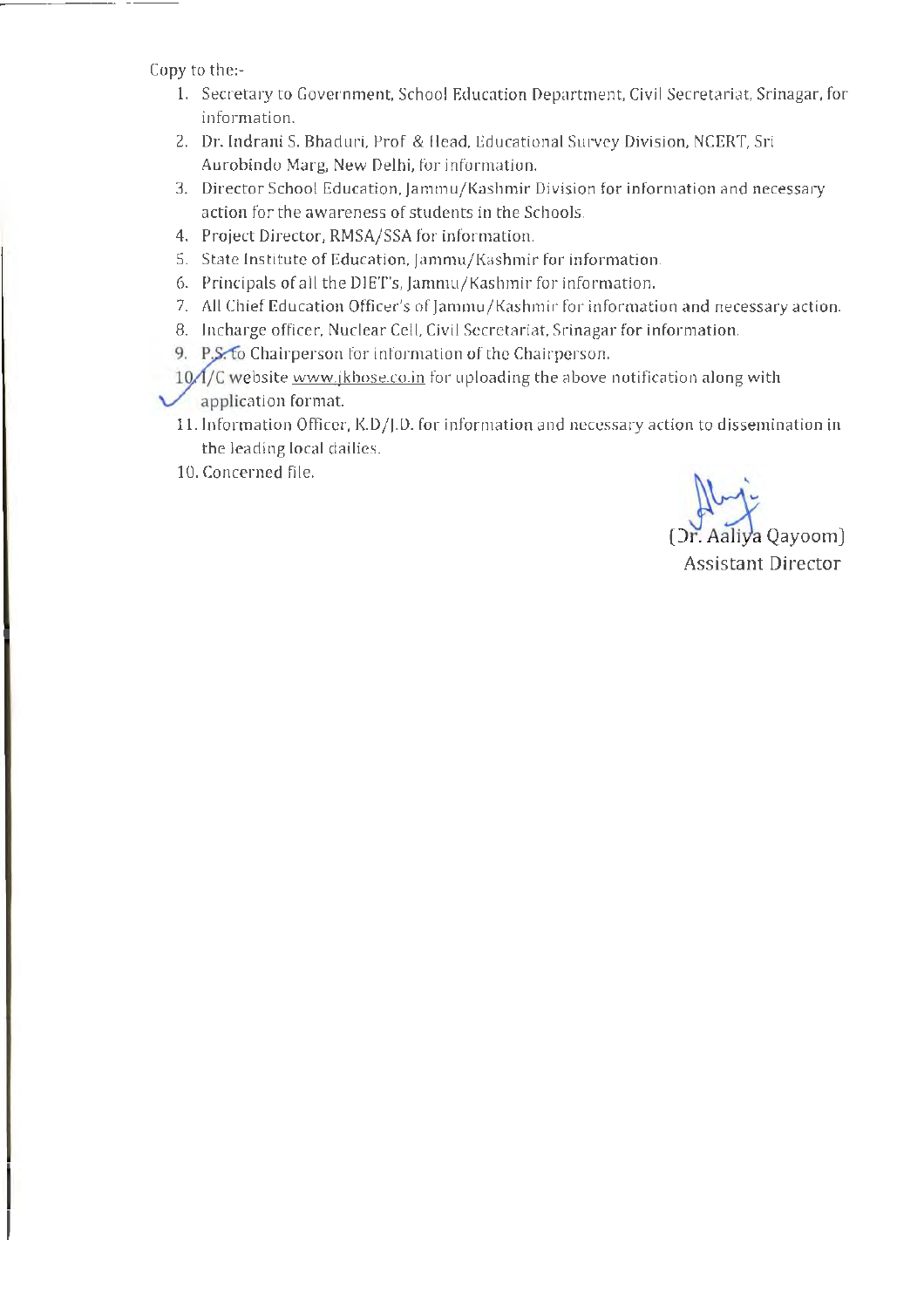Copy to the:-

1. Secretary to Government, School Education Department, Civil Secretariat, Srinagar, for information.
2. Dr. Indrani S. Bhaduri, Prof & Head, Educational Survey Division, NCERT, Sri Aurobindo Marg, New Delhi, for information.
3. Director School Education, Jammu/Kashmir Division for information and necessary action for the awareness of students in the Schools.
4. Project Director, RMSA/SSA for information.
5. State Institute of Education, Jammu/Kashmir for information.
6. Principals of all the DIET's, Jammu/Kashmir for information.
7. All Chief Education Officer's of Jammu/Kashmir for information and necessary action.
8. Incharge officer, Nuclear Cell, Civil Secretariat, Srinagar for information.
9. P.S. to Chairperson for information of the Chairperson.
10. I/C website www.jkbose.co.in for uploading the above notification along with application format.
11. Information Officer, K.D/J.D. for information and necessary action to dissemination in the leading local dailies.
10. Concerned file.

(Dr. Aaliya Qayoom)
Assistant Director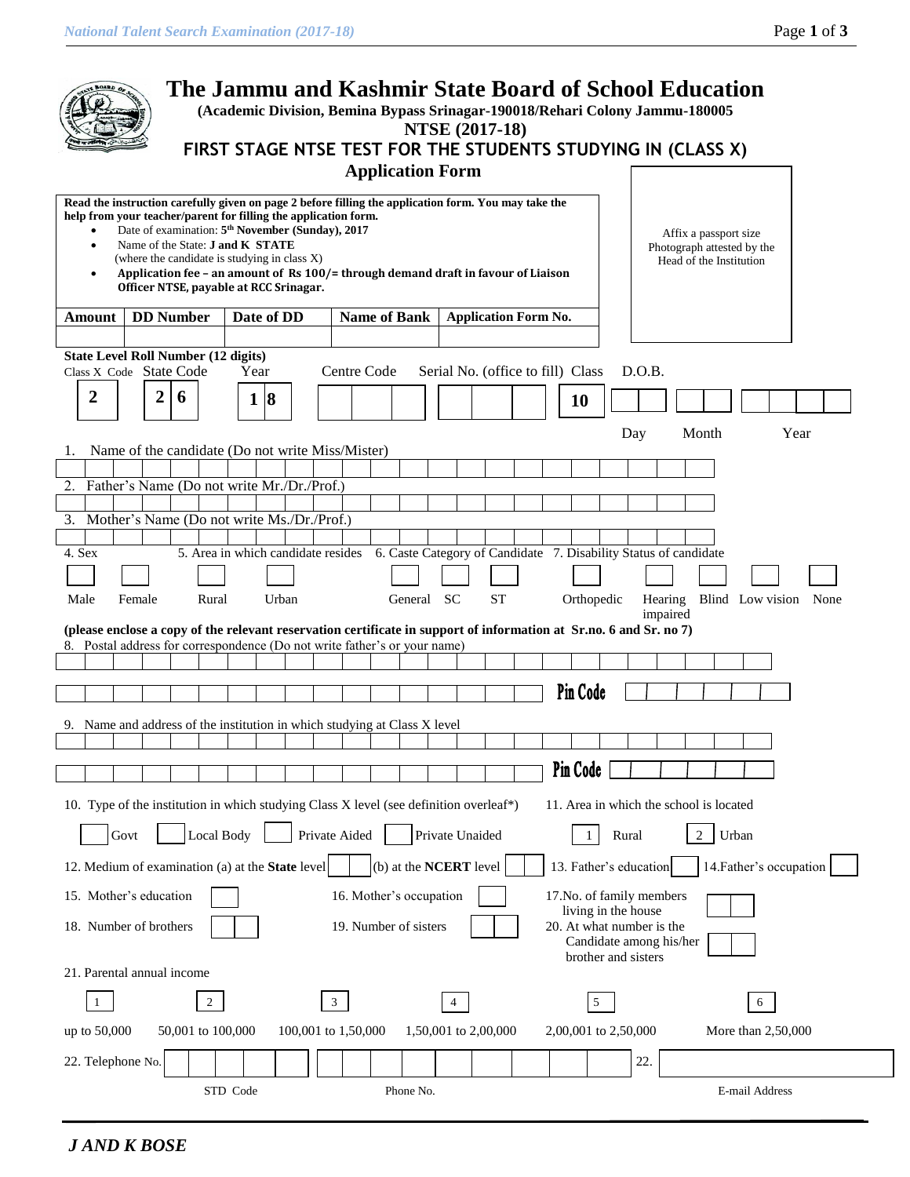# The Jammu and Kashmir State Board of School Education

**(Academic Division, Bemina Bypass Srinagar-190018/Rehari Colony Jammu-180005**

**NTSE (2017-18)**

**FIRST STAGE NTSE TEST FOR THE STUDENTS STUDYING IN (CLASS X)**

**Application Form**

Affix a passport size Photograph attested by the Head of the Institution

**Read the instruction carefully given on page 2 before filling the application form. You may take the help from your teacher/parent for filling the application form.**

- Date of examination: **5th November (Sunday), 2017**
- Name of the State: **J and K STATE** (where the candidate is studying in class X)
- **Application fee – an amount of Rs 100/= through demand draft in favour of Liaison Officer NTSE, payable at RCC Srinagar.**

| Amount | DD Number | Date of DD | Name of Bank | Application Form No. |
|---|---|---|---|---|
| | | | | |

**State Level Roll Number (12 digits)**

| Class X Code | State Code | Year | Centre Code | Serial No. (office to fill) | Class | D.O.B. |
|---|---|---|---|---|---|---|
| 2 | 2 6 | 1 8 | | | 10 | Day / Month / Year |

1. Name of the candidate (Do not write Miss/Mister)
2. Father's Name (Do not write Mr./Dr./Prof.)
3. Mother's Name (Do not write Ms./Dr./Prof.)
4. Sex: Male / Female
5. Area in which candidate resides: Rural / Urban
6. Caste Category of Candidate: General / SC / ST
7. Disability Status of candidate: Orthopedic / Hearing impaired / Blind / Low vision / None

**(please enclose a copy of the relevant reservation certificate in support of information at Sr.no. 6 and Sr. no 7)**

8. Postal address for correspondence (Do not write father's or your name)

Pin Code

9. Name and address of the institution in which studying at Class X level

Pin Code

10. Type of the institution in which studying Class X level (see definition overleaf*): Govt / Local Body / Private Aided / Private Unaided
11. Area in which the school is located: 1 Rural / 2 Urban
12. Medium of examination (a) at the **State** level (b) at the **NCERT** level
13. Father's education
14. Father's occupation
15. Mother's education
16. Mother's occupation
17. No. of family members living in the house
18. Number of brothers
19. Number of sisters
20. At what number is the Candidate among his/her brother and sisters
21. Parental annual income

| 1 | 2 | 3 | 4 | 5 | 6 |
|---|---|---|---|---|---|
| up to 50,000 | 50,001 to 100,000 | 100,001 to 1,50,000 | 1,50,001 to 2,00,000 | 2,00,001 to 2,50,000 | More than 2,50,000 |

22. Telephone No. — STD Code / Phone No.

22. E-mail Address

*J AND K BOSE*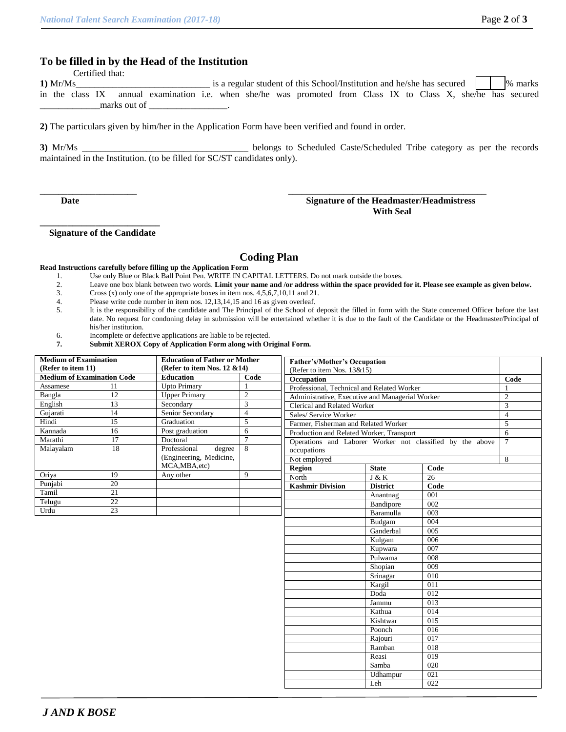## To be filled in by the Head of the Institution

Certified that:

**1)** Mr/Ms_____________________________ is a regular student of this School/Institution and he/she has secured [ | ]% marks in the class IX annual examination i.e. when she/he was promoted from Class IX to Class X, she/he has secured _____________marks out of _________________.

**2)** The particulars given by him/her in the Application Form have been verified and found in order.

**3)** Mr/Ms ___________________________________ belongs to Scheduled Caste/Scheduled Tribe category as per the records maintained in the Institution. (to be filled for SC/ST candidates only).

_____________________
**Date**

__________________________________________
**Signature of the Headmaster/Headmistress With Seal**

_________________________
**Signature of the Candidate**

## Coding Plan

**Read Instructions carefully before filling up the Application Form**

1. Use only Blue or Black Ball Point Pen. WRITE IN CAPITAL LETTERS. Do not mark outside the boxes.
2. Leave one box blank between two words. **Limit your name and /or address within the space provided for it. Please see example as given below.**
3. Cross (x) only one of the appropriate boxes in item nos. 4,5,6,7,10,11 and 21.
4. Please write code number in item nos. 12,13,14,15 and 16 as given overleaf.
5. It is the responsibility of the candidate and The Principal of the School of deposit the filled in form with the State concerned Officer before the last date. No request for condoning delay in submission will be entertained whether it is due to the fault of the Candidate or the Headmaster/Principal of his/her institution.
6. Incomplete or defective applications are liable to be rejected.
7. **Submit XEROX Copy of Application Form along with Original Form.**

| **Medium of Examination (Refer to item 11)** | | **Education of Father or Mother (Refer to item Nos. 12 &14)** | |
|---|---|---|---|
| **Medium of Examination Code** | | **Education** | **Code** |
| Assamese | 11 | Upto Primary | 1 |
| Bangla | 12 | Upper Primary | 2 |
| English | 13 | Secondary | 3 |
| Gujarati | 14 | Senior Secondary | 4 |
| Hindi | 15 | Graduation | 5 |
| Kannada | 16 | Post graduation | 6 |
| Marathi | 17 | Doctoral | 7 |
| Malayalam | 18 | Professional degree (Engineering, Medicine, MCA,MBA,etc) | 8 |
| Oriya | 19 | Any other | 9 |
| Punjabi | 20 | | |
| Tamil | 21 | | |
| Telugu | 22 | | |
| Urdu | 23 | | |

| **Father's/Mother's Occupation** (Refer to item Nos. 13&15) | | | |
|---|---|---|---|
| **Occupation** | | | **Code** |
| Professional, Technical and Related Worker | | | 1 |
| Administrative, Executive and Managerial Worker | | | 2 |
| Clerical and Related Worker | | | 3 |
| Sales/ Service Worker | | | 4 |
| Farmer, Fisherman and Related Worker | | | 5 |
| Production and Related Worker, Transport | | | 6 |
| Operations and Laborer Worker not classified by the above occupations | | | 7 |
| Not employed | | | 8 |
| **Region** | **State** | **Code** | |
| North | J & K | 26 | |
| **Kashmir Division** | **District** | **Code** | |
| | Anantnag | 001 | |
| | Bandipore | 002 | |
| | Baramulla | 003 | |
| | Budgam | 004 | |
| | Ganderbal | 005 | |
| | Kulgam | 006 | |
| | Kupwara | 007 | |
| | Pulwama | 008 | |
| | Shopian | 009 | |
| | Srinagar | 010 | |
| | Kargil | 011 | |
| | Doda | 012 | |
| | Jammu | 013 | |
| | Kathua | 014 | |
| | Kishtwar | 015 | |
| | Poonch | 016 | |
| | Rajouri | 017 | |
| | Ramban | 018 | |
| | Reasi | 019 | |
| | Samba | 020 | |
| | Udhampur | 021 | |
| | Leh | 022 | |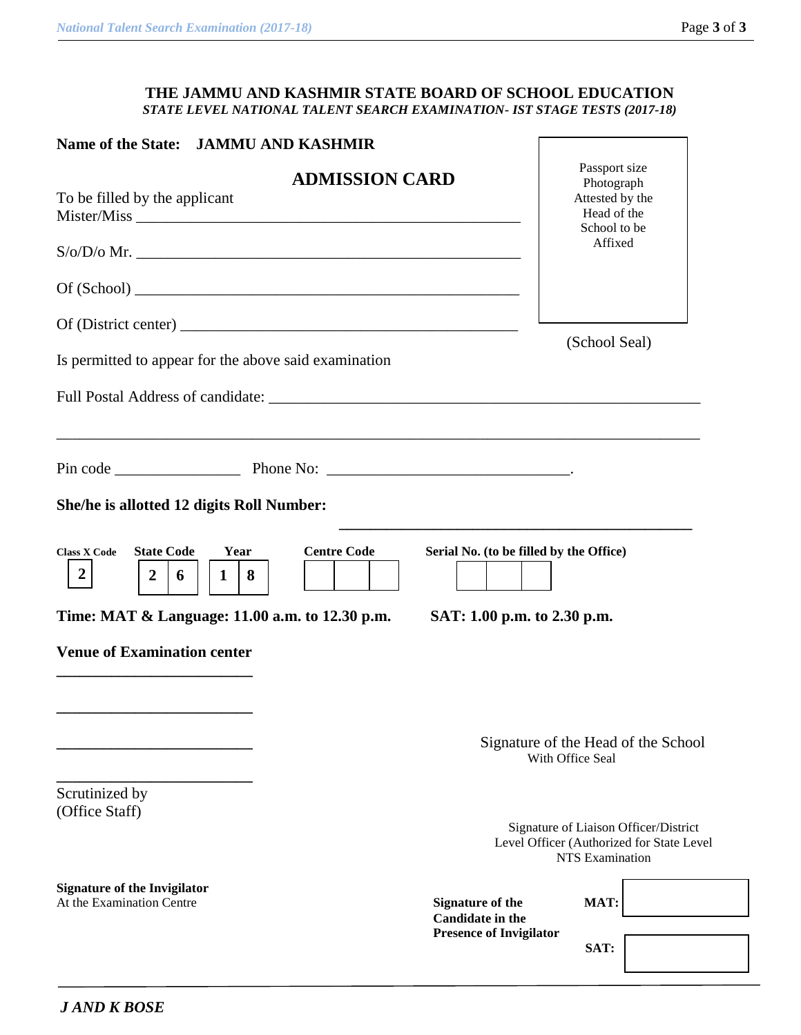# THE JAMMU AND KASHMIR STATE BOARD OF SCHOOL EDUCATION

***STATE LEVEL NATIONAL TALENT SEARCH EXAMINATION- IST STAGE TESTS (2017-18)***

**Name of the State: JAMMU AND KASHMIR**

Passport size Photograph Attested by the Head of the School to be Affixed

(School Seal)

## ADMISSION CARD

To be filled by the applicant

Mister/Miss ____________________________________________________

S/o/D/o Mr. ____________________________________________________

Of (School) ____________________________________________________

Of (District center) _____________________________________________

Is permitted to appear for the above said examination

Full Postal Address of candidate: ___________________________________________________________

_____________________________________________________________________________________

Pin code ________________ Phone No: _______________________________.

**She/he is allotted 12 digits Roll Number:**

_______________________________________________

| Class X Code | State Code | | Year | | Centre Code | | | Serial No. (to be filled by the Office) | | |
|---|---|---|---|---|---|---|---|---|---|---|
| 2 | 2 | 6 | 1 | 8 | | | | | | |

**Time: MAT & Language: 11.00 a.m. to 12.30 p.m.     SAT: 1.00 p.m. to 2.30 p.m.**

**Venue of Examination center**

_________________________

_________________________

_________________________

_________________________

Scrutinized by
(Office Staff)

Signature of the Head of the School
With Office Seal

Signature of Liaison Officer/District Level Officer (Authorized for State Level NTS Examination

**Signature of the Invigilator**
At the Examination Centre

**Signature of the Candidate in the Presence of Invigilator**

**MAT:** 

**SAT:** 

***J AND K BOSE***